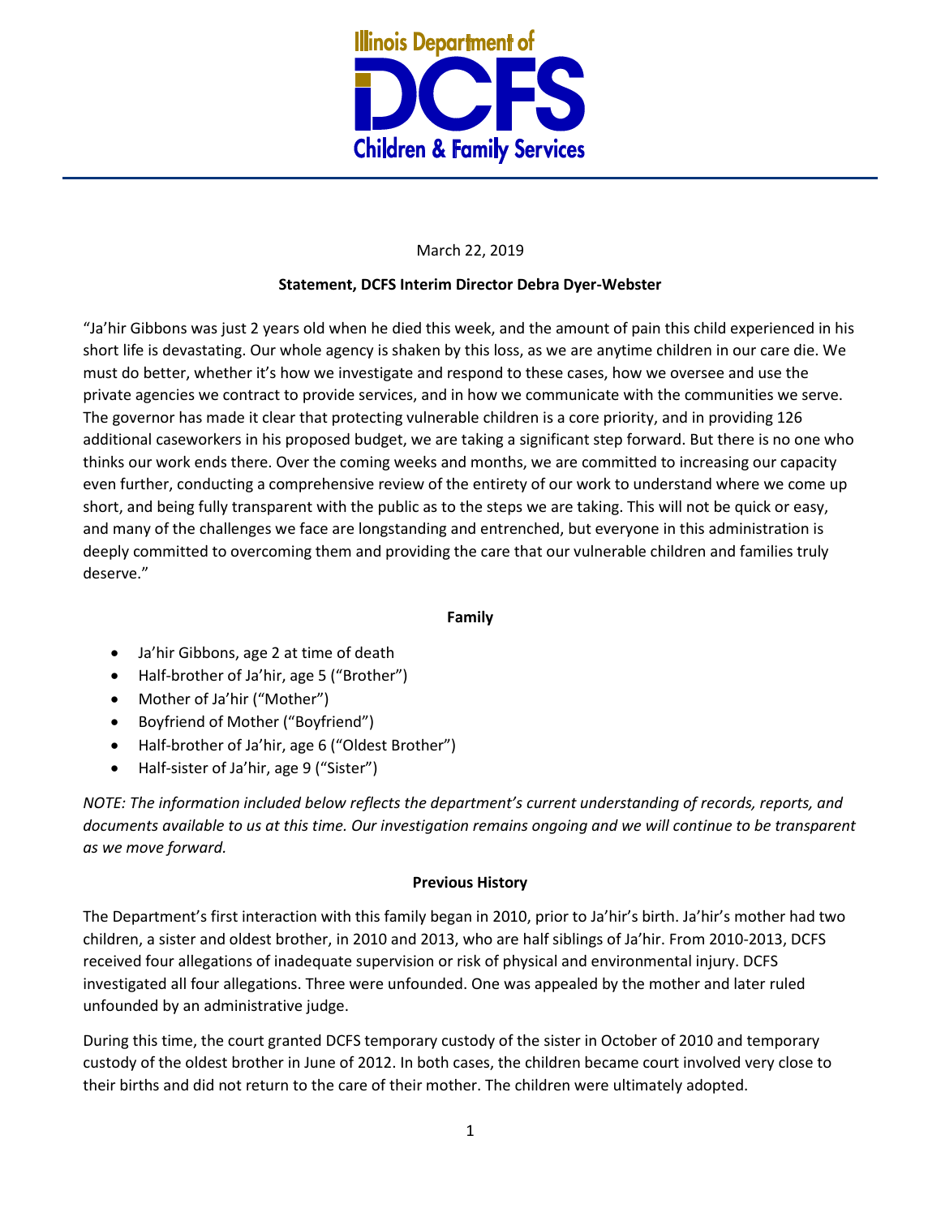Illinois Department of

DCFS

Children & Family Services

March 22, 2019

**Statement, DCFS Interim Director Debra Dyer-Webster**

"Ja'hir Gibbons was just 2 years old when he died this week, and the amount of pain this child experienced in his short life is devastating. Our whole agency is shaken by this loss, as we are anytime children in our care die. We must do better, whether it's how we investigate and respond to these cases, how we oversee and use the private agencies we contract to provide services, and in how we communicate with the communities we serve. The governor has made it clear that protecting vulnerable children is a core priority, and in providing 126 additional caseworkers in his proposed budget, we are taking a significant step forward. But there is no one who thinks our work ends there. Over the coming weeks and months, we are committed to increasing our capacity even further, conducting a comprehensive review of the entirety of our work to understand where we come up short, and being fully transparent with the public as to the steps we are taking. This will not be quick or easy, and many of the challenges we face are longstanding and entrenched, but everyone in this administration is deeply committed to overcoming them and providing the care that our vulnerable children and families truly deserve."

**Family**

- Ja'hir Gibbons, age 2 at time of death
- Half-brother of Ja'hir, age 5 ("Brother")
- Mother of Ja'hir ("Mother")
- Boyfriend of Mother ("Boyfriend")
- Half-brother of Ja'hir, age 6 ("Oldest Brother")
- Half-sister of Ja'hir, age 9 ("Sister")

*NOTE: The information included below reflects the department's current understanding of records, reports, and documents available to us at this time. Our investigation remains ongoing and we will continue to be transparent as we move forward.*

**Previous History**

The Department's first interaction with this family began in 2010, prior to Ja'hir's birth. Ja'hir's mother had two children, a sister and oldest brother, in 2010 and 2013, who are half siblings of Ja'hir. From 2010-2013, DCFS received four allegations of inadequate supervision or risk of physical and environmental injury. DCFS investigated all four allegations. Three were unfounded. One was appealed by the mother and later ruled unfounded by an administrative judge.

During this time, the court granted DCFS temporary custody of the sister in October of 2010 and temporary custody of the oldest brother in June of 2012. In both cases, the children became court involved very close to their births and did not return to the care of their mother. The children were ultimately adopted.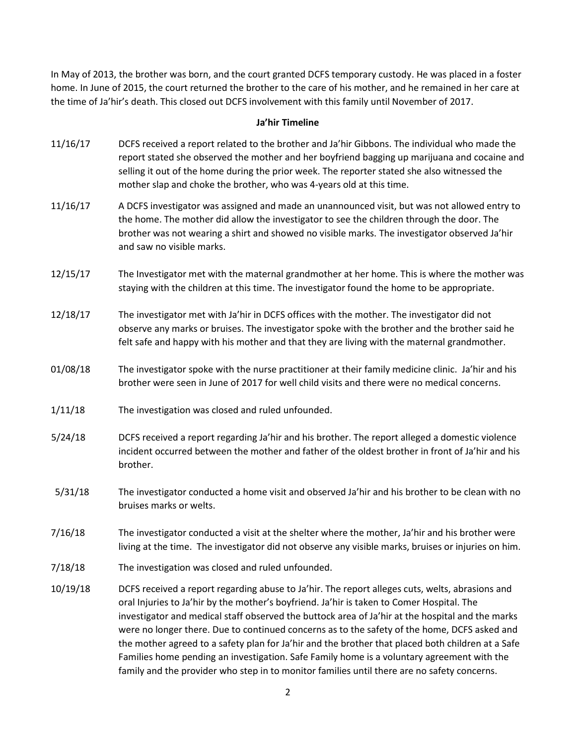In May of 2013, the brother was born, and the court granted DCFS temporary custody. He was placed in a foster home. In June of 2015, the court returned the brother to the care of his mother, and he remained in her care at the time of Ja'hir's death. This closed out DCFS involvement with this family until November of 2017.

**Ja'hir Timeline**

11/16/17 DCFS received a report related to the brother and Ja'hir Gibbons. The individual who made the report stated she observed the mother and her boyfriend bagging up marijuana and cocaine and selling it out of the home during the prior week. The reporter stated she also witnessed the mother slap and choke the brother, who was 4-years old at this time.

11/16/17 A DCFS investigator was assigned and made an unannounced visit, but was not allowed entry to the home. The mother did allow the investigator to see the children through the door. The brother was not wearing a shirt and showed no visible marks. The investigator observed Ja'hir and saw no visible marks.

12/15/17 The Investigator met with the maternal grandmother at her home. This is where the mother was staying with the children at this time. The investigator found the home to be appropriate.

12/18/17 The investigator met with Ja'hir in DCFS offices with the mother. The investigator did not observe any marks or bruises. The investigator spoke with the brother and the brother said he felt safe and happy with his mother and that they are living with the maternal grandmother.

01/08/18 The investigator spoke with the nurse practitioner at their family medicine clinic. Ja'hir and his brother were seen in June of 2017 for well child visits and there were no medical concerns.

1/11/18 The investigation was closed and ruled unfounded.

5/24/18 DCFS received a report regarding Ja'hir and his brother. The report alleged a domestic violence incident occurred between the mother and father of the oldest brother in front of Ja'hir and his brother.

5/31/18 The investigator conducted a home visit and observed Ja'hir and his brother to be clean with no bruises marks or welts.

7/16/18 The investigator conducted a visit at the shelter where the mother, Ja'hir and his brother were living at the time. The investigator did not observe any visible marks, bruises or injuries on him.

7/18/18 The investigation was closed and ruled unfounded.

10/19/18 DCFS received a report regarding abuse to Ja'hir. The report alleges cuts, welts, abrasions and oral Injuries to Ja'hir by the mother's boyfriend. Ja'hir is taken to Comer Hospital. The investigator and medical staff observed the buttock area of Ja'hir at the hospital and the marks were no longer there. Due to continued concerns as to the safety of the home, DCFS asked and the mother agreed to a safety plan for Ja'hir and the brother that placed both children at a Safe Families home pending an investigation. Safe Family home is a voluntary agreement with the family and the provider who step in to monitor families until there are no safety concerns.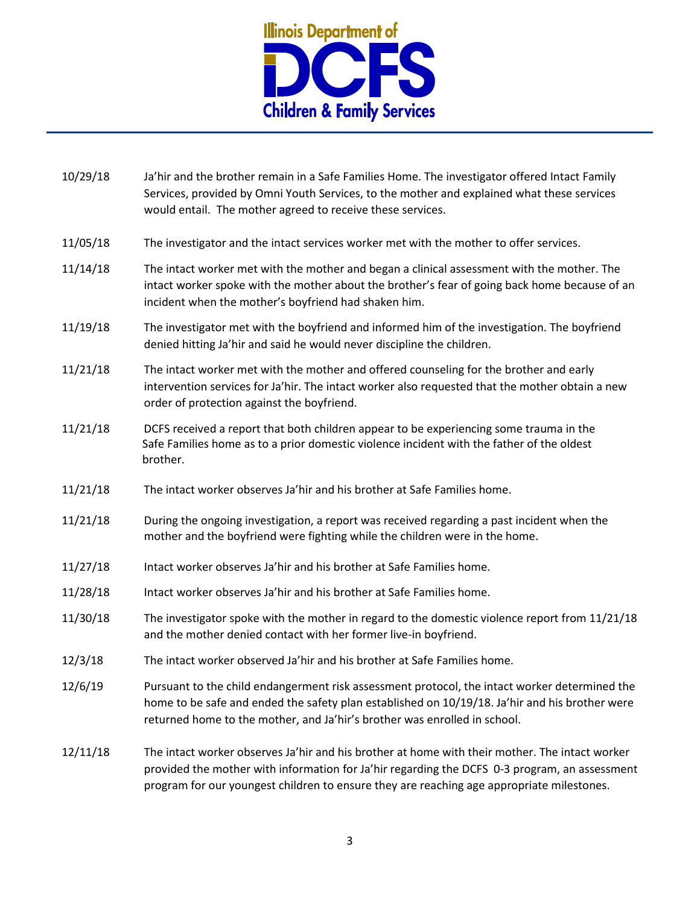| | |
|---|---|
| 10/29/18 | Ja'hir and the brother remain in a Safe Families Home. The investigator offered Intact Family Services, provided by Omni Youth Services, to the mother and explained what these services would entail. The mother agreed to receive these services. |
| 11/05/18 | The investigator and the intact services worker met with the mother to offer services. |
| 11/14/18 | The intact worker met with the mother and began a clinical assessment with the mother. The intact worker spoke with the mother about the brother's fear of going back home because of an incident when the mother's boyfriend had shaken him. |
| 11/19/18 | The investigator met with the boyfriend and informed him of the investigation. The boyfriend denied hitting Ja'hir and said he would never discipline the children. |
| 11/21/18 | The intact worker met with the mother and offered counseling for the brother and early intervention services for Ja'hir. The intact worker also requested that the mother obtain a new order of protection against the boyfriend. |
| 11/21/18 | DCFS received a report that both children appear to be experiencing some trauma in the Safe Families home as to a prior domestic violence incident with the father of the oldest brother. |
| 11/21/18 | The intact worker observes Ja'hir and his brother at Safe Families home. |
| 11/21/18 | During the ongoing investigation, a report was received regarding a past incident when the mother and the boyfriend were fighting while the children were in the home. |
| 11/27/18 | Intact worker observes Ja'hir and his brother at Safe Families home. |
| 11/28/18 | Intact worker observes Ja'hir and his brother at Safe Families home. |
| 11/30/18 | The investigator spoke with the mother in regard to the domestic violence report from 11/21/18 and the mother denied contact with her former live-in boyfriend. |
| 12/3/18 | The intact worker observed Ja'hir and his brother at Safe Families home. |
| 12/6/19 | Pursuant to the child endangerment risk assessment protocol, the intact worker determined the home to be safe and ended the safety plan established on 10/19/18. Ja'hir and his brother were returned home to the mother, and Ja'hir's brother was enrolled in school. |
| 12/11/18 | The intact worker observes Ja'hir and his brother at home with their mother. The intact worker provided the mother with information for Ja'hir regarding the DCFS 0-3 program, an assessment program for our youngest children to ensure they are reaching age appropriate milestones. |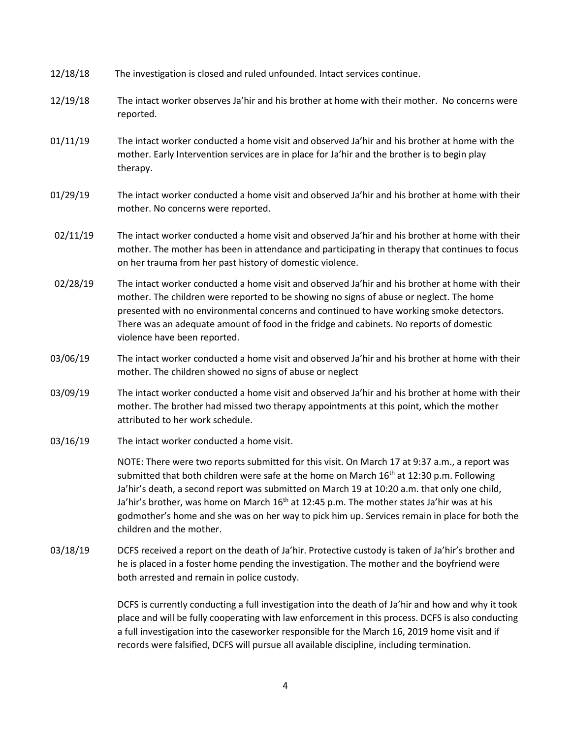12/18/18 The investigation is closed and ruled unfounded. Intact services continue.

12/19/18 The intact worker observes Ja'hir and his brother at home with their mother. No concerns were reported.

01/11/19 The intact worker conducted a home visit and observed Ja'hir and his brother at home with the mother. Early Intervention services are in place for Ja'hir and the brother is to begin play therapy.

01/29/19 The intact worker conducted a home visit and observed Ja'hir and his brother at home with their mother. No concerns were reported.

02/11/19 The intact worker conducted a home visit and observed Ja'hir and his brother at home with their mother. The mother has been in attendance and participating in therapy that continues to focus on her trauma from her past history of domestic violence.

02/28/19 The intact worker conducted a home visit and observed Ja'hir and his brother at home with their mother. The children were reported to be showing no signs of abuse or neglect. The home presented with no environmental concerns and continued to have working smoke detectors. There was an adequate amount of food in the fridge and cabinets. No reports of domestic violence have been reported.

03/06/19 The intact worker conducted a home visit and observed Ja'hir and his brother at home with their mother. The children showed no signs of abuse or neglect

03/09/19 The intact worker conducted a home visit and observed Ja'hir and his brother at home with their mother. The brother had missed two therapy appointments at this point, which the mother attributed to her work schedule.

03/16/19 The intact worker conducted a home visit.

NOTE: There were two reports submitted for this visit. On March 17 at 9:37 a.m., a report was submitted that both children were safe at the home on March 16th at 12:30 p.m. Following Ja'hir's death, a second report was submitted on March 19 at 10:20 a.m. that only one child, Ja'hir's brother, was home on March 16th at 12:45 p.m. The mother states Ja'hir was at his godmother's home and she was on her way to pick him up. Services remain in place for both the children and the mother.

03/18/19 DCFS received a report on the death of Ja'hir. Protective custody is taken of Ja'hir's brother and he is placed in a foster home pending the investigation. The mother and the boyfriend were both arrested and remain in police custody.

DCFS is currently conducting a full investigation into the death of Ja'hir and how and why it took place and will be fully cooperating with law enforcement in this process. DCFS is also conducting a full investigation into the caseworker responsible for the March 16, 2019 home visit and if records were falsified, DCFS will pursue all available discipline, including termination.